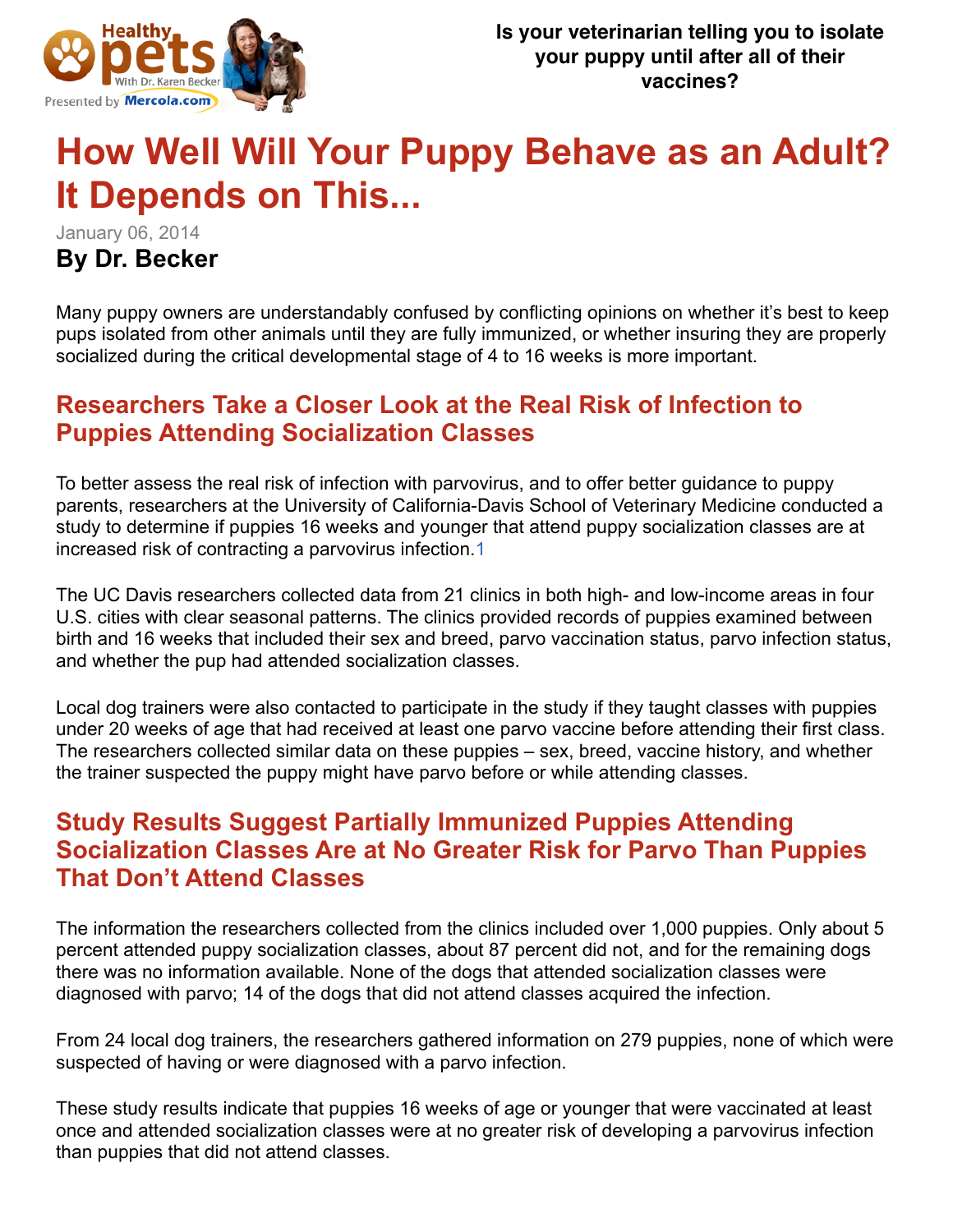Is your veterinarian telling you to isolate your puppy until after all of their vaccines?

# How Well Will Your Puppy Behave as an Adult? It Depends on This...

January 06, 2014

**By Dr. Becker**

Many puppy owners are understandably confused by conflicting opinions on whether it's best to keep pups isolated from other animals until they are fully immunized, or whether insuring they are properly socialized during the critical developmental stage of 4 to 16 weeks is more important.

## Researchers Take a Closer Look at the Real Risk of Infection to Puppies Attending Socialization Classes

To better assess the real risk of infection with parvovirus, and to offer better guidance to puppy parents, researchers at the University of California-Davis School of Veterinary Medicine conducted a study to determine if puppies 16 weeks and younger that attend puppy socialization classes are at increased risk of contracting a parvovirus infection.[1]

The UC Davis researchers collected data from 21 clinics in both high- and low-income areas in four U.S. cities with clear seasonal patterns. The clinics provided records of puppies examined between birth and 16 weeks that included their sex and breed, parvo vaccination status, parvo infection status, and whether the pup had attended socialization classes.

Local dog trainers were also contacted to participate in the study if they taught classes with puppies under 20 weeks of age that had received at least one parvo vaccine before attending their first class. The researchers collected similar data on these puppies – sex, breed, vaccine history, and whether the trainer suspected the puppy might have parvo before or while attending classes.

## Study Results Suggest Partially Immunized Puppies Attending Socialization Classes Are at No Greater Risk for Parvo Than Puppies That Don't Attend Classes

The information the researchers collected from the clinics included over 1,000 puppies. Only about 5 percent attended puppy socialization classes, about 87 percent did not, and for the remaining dogs there was no information available. None of the dogs that attended socialization classes were diagnosed with parvo; 14 of the dogs that did not attend classes acquired the infection.

From 24 local dog trainers, the researchers gathered information on 279 puppies, none of which were suspected of having or were diagnosed with a parvo infection.

These study results indicate that puppies 16 weeks of age or younger that were vaccinated at least once and attended socialization classes were at no greater risk of developing a parvovirus infection than puppies that did not attend classes.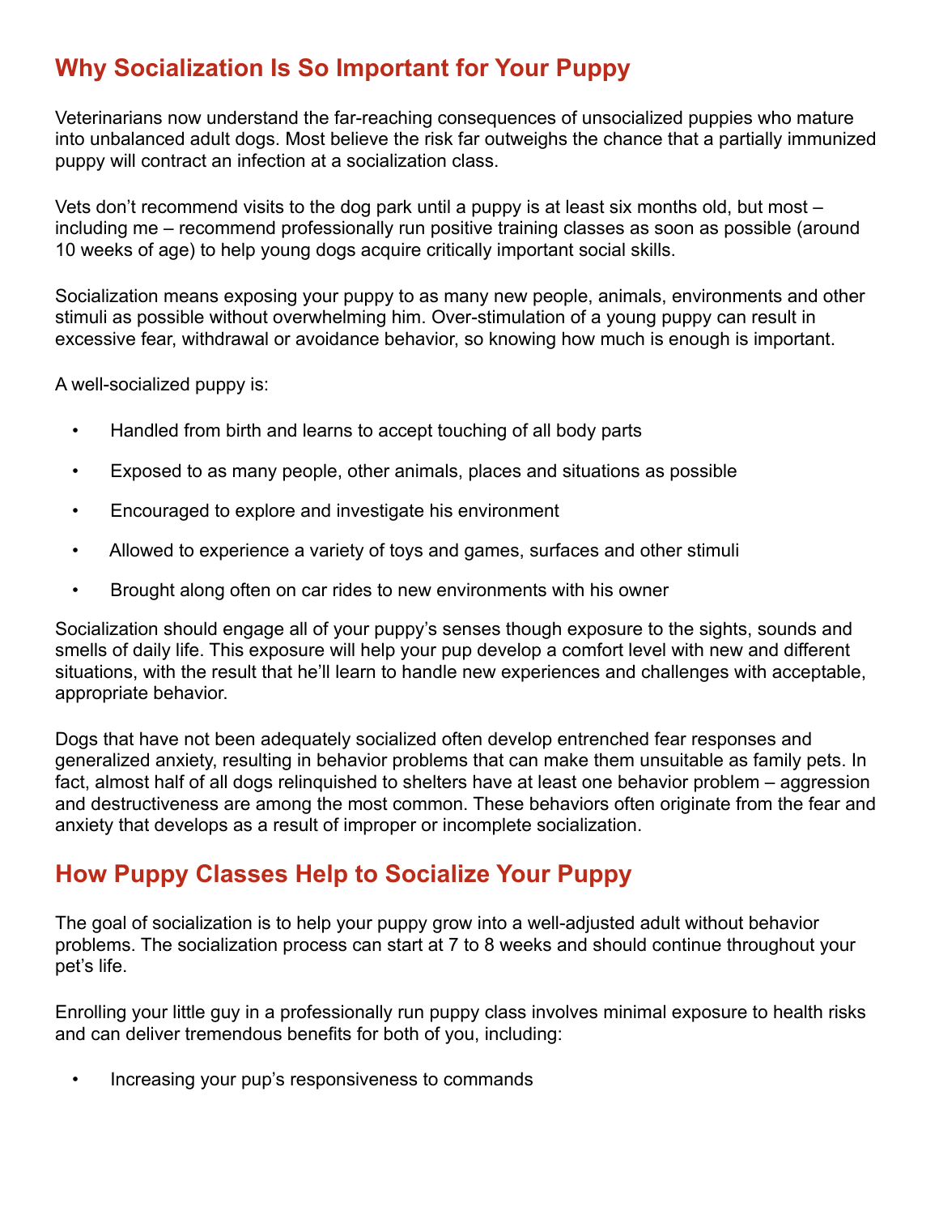## Why Socialization Is So Important for Your Puppy

Veterinarians now understand the far-reaching consequences of unsocialized puppies who mature into unbalanced adult dogs. Most believe the risk far outweighs the chance that a partially immunized puppy will contract an infection at a socialization class.

Vets don't recommend visits to the dog park until a puppy is at least six months old, but most – including me – recommend professionally run positive training classes as soon as possible (around 10 weeks of age) to help young dogs acquire critically important social skills.

Socialization means exposing your puppy to as many new people, animals, environments and other stimuli as possible without overwhelming him. Over-stimulation of a young puppy can result in excessive fear, withdrawal or avoidance behavior, so knowing how much is enough is important.

A well-socialized puppy is:

- Handled from birth and learns to accept touching of all body parts
- Exposed to as many people, other animals, places and situations as possible
- Encouraged to explore and investigate his environment
- Allowed to experience a variety of toys and games, surfaces and other stimuli
- Brought along often on car rides to new environments with his owner

Socialization should engage all of your puppy's senses though exposure to the sights, sounds and smells of daily life. This exposure will help your pup develop a comfort level with new and different situations, with the result that he'll learn to handle new experiences and challenges with acceptable, appropriate behavior.

Dogs that have not been adequately socialized often develop entrenched fear responses and generalized anxiety, resulting in behavior problems that can make them unsuitable as family pets. In fact, almost half of all dogs relinquished to shelters have at least one behavior problem – aggression and destructiveness are among the most common. These behaviors often originate from the fear and anxiety that develops as a result of improper or incomplete socialization.

## How Puppy Classes Help to Socialize Your Puppy

The goal of socialization is to help your puppy grow into a well-adjusted adult without behavior problems. The socialization process can start at 7 to 8 weeks and should continue throughout your pet's life.

Enrolling your little guy in a professionally run puppy class involves minimal exposure to health risks and can deliver tremendous benefits for both of you, including:

- Increasing your pup's responsiveness to commands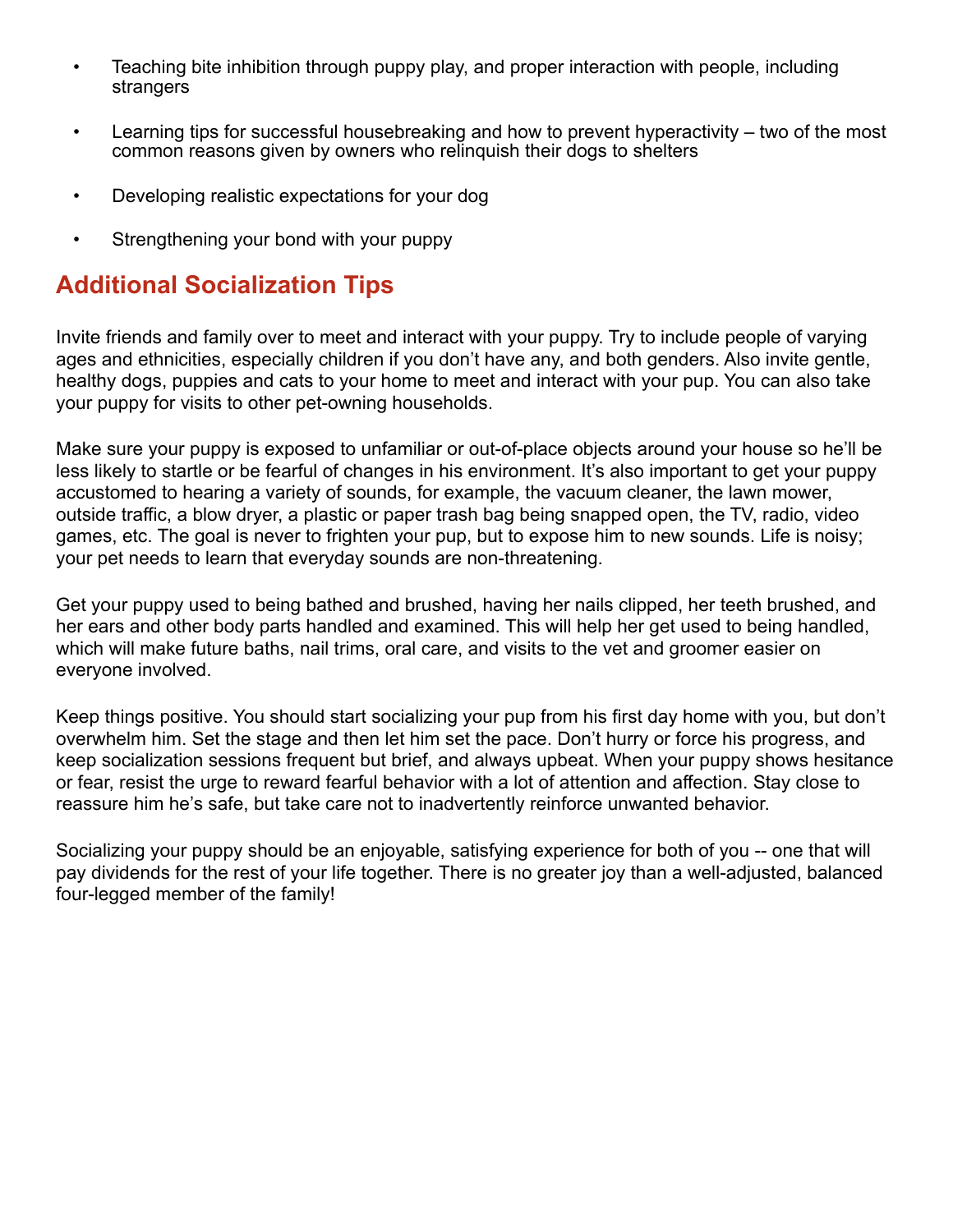- Teaching bite inhibition through puppy play, and proper interaction with people, including strangers
- Learning tips for successful housebreaking and how to prevent hyperactivity – two of the most common reasons given by owners who relinquish their dogs to shelters
- Developing realistic expectations for your dog
- Strengthening your bond with your puppy

## Additional Socialization Tips

Invite friends and family over to meet and interact with your puppy. Try to include people of varying ages and ethnicities, especially children if you don't have any, and both genders. Also invite gentle, healthy dogs, puppies and cats to your home to meet and interact with your pup. You can also take your puppy for visits to other pet-owning households.

Make sure your puppy is exposed to unfamiliar or out-of-place objects around your house so he'll be less likely to startle or be fearful of changes in his environment. It's also important to get your puppy accustomed to hearing a variety of sounds, for example, the vacuum cleaner, the lawn mower, outside traffic, a blow dryer, a plastic or paper trash bag being snapped open, the TV, radio, video games, etc. The goal is never to frighten your pup, but to expose him to new sounds. Life is noisy; your pet needs to learn that everyday sounds are non-threatening.

Get your puppy used to being bathed and brushed, having her nails clipped, her teeth brushed, and her ears and other body parts handled and examined. This will help her get used to being handled, which will make future baths, nail trims, oral care, and visits to the vet and groomer easier on everyone involved.

Keep things positive. You should start socializing your pup from his first day home with you, but don't overwhelm him. Set the stage and then let him set the pace. Don't hurry or force his progress, and keep socialization sessions frequent but brief, and always upbeat. When your puppy shows hesitance or fear, resist the urge to reward fearful behavior with a lot of attention and affection. Stay close to reassure him he's safe, but take care not to inadvertently reinforce unwanted behavior.

Socializing your puppy should be an enjoyable, satisfying experience for both of you -- one that will pay dividends for the rest of your life together. There is no greater joy than a well-adjusted, balanced four-legged member of the family!